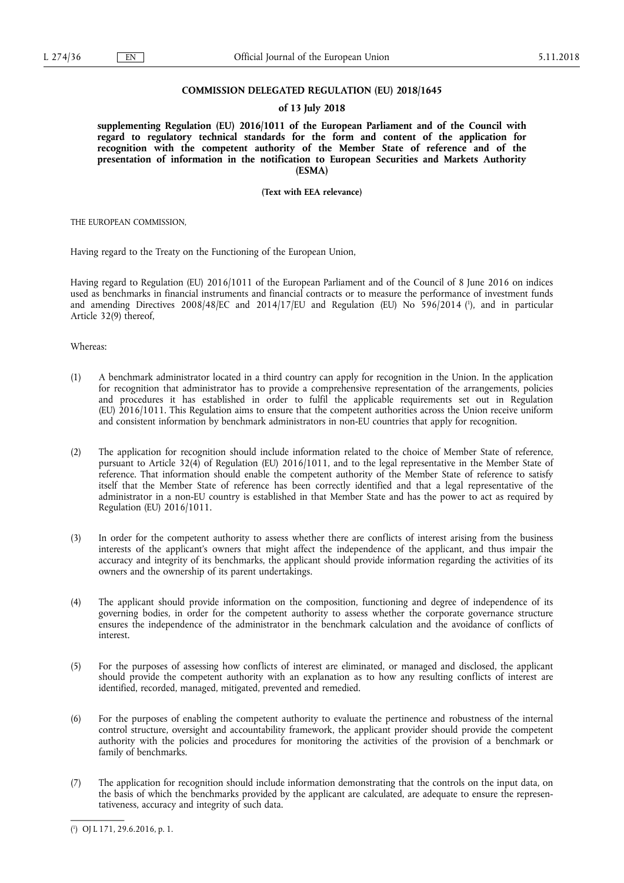**COMMISSION DELEGATED REGULATION (EU) 2018/1645**

**of 13 July 2018**

**supplementing Regulation (EU) 2016/1011 of the European Parliament and of the Council with regard to regulatory technical standards for the form and content of the application for recognition with the competent authority of the Member State of reference and of the presentation of information in the notification to European Securities and Markets Authority (ESMA)**

**(Text with EEA relevance)**

THE EUROPEAN COMMISSION,

Having regard to the Treaty on the Functioning of the European Union,

Having regard to Regulation (EU) 2016/1011 of the European Parliament and of the Council of 8 June 2016 on indices used as benchmarks in financial instruments and financial contracts or to measure the performance of investment funds and amending Directives 2008/48/EC and 2014/17/EU and Regulation (EU) No 596/2014 [1], and in particular Article 32(9) thereof,

Whereas:

(1) A benchmark administrator located in a third country can apply for recognition in the Union. In the application for recognition that administrator has to provide a comprehensive representation of the arrangements, policies and procedures it has established in order to fulfil the applicable requirements set out in Regulation (EU) 2016/1011. This Regulation aims to ensure that the competent authorities across the Union receive uniform and consistent information by benchmark administrators in non-EU countries that apply for recognition.

(2) The application for recognition should include information related to the choice of Member State of reference, pursuant to Article 32(4) of Regulation (EU) 2016/1011, and to the legal representative in the Member State of reference. That information should enable the competent authority of the Member State of reference to satisfy itself that the Member State of reference has been correctly identified and that a legal representative of the administrator in a non-EU country is established in that Member State and has the power to act as required by Regulation (EU) 2016/1011.

(3) In order for the competent authority to assess whether there are conflicts of interest arising from the business interests of the applicant's owners that might affect the independence of the applicant, and thus impair the accuracy and integrity of its benchmarks, the applicant should provide information regarding the activities of its owners and the ownership of its parent undertakings.

(4) The applicant should provide information on the composition, functioning and degree of independence of its governing bodies, in order for the competent authority to assess whether the corporate governance structure ensures the independence of the administrator in the benchmark calculation and the avoidance of conflicts of interest.

(5) For the purposes of assessing how conflicts of interest are eliminated, or managed and disclosed, the applicant should provide the competent authority with an explanation as to how any resulting conflicts of interest are identified, recorded, managed, mitigated, prevented and remedied.

(6) For the purposes of enabling the competent authority to evaluate the pertinence and robustness of the internal control structure, oversight and accountability framework, the applicant provider should provide the competent authority with the policies and procedures for monitoring the activities of the provision of a benchmark or family of benchmarks.

(7) The application for recognition should include information demonstrating that the controls on the input data, on the basis of which the benchmarks provided by the applicant are calculated, are adequate to ensure the representativeness, accuracy and integrity of such data.

---

[1] OJ L 171, 29.6.2016, p. 1.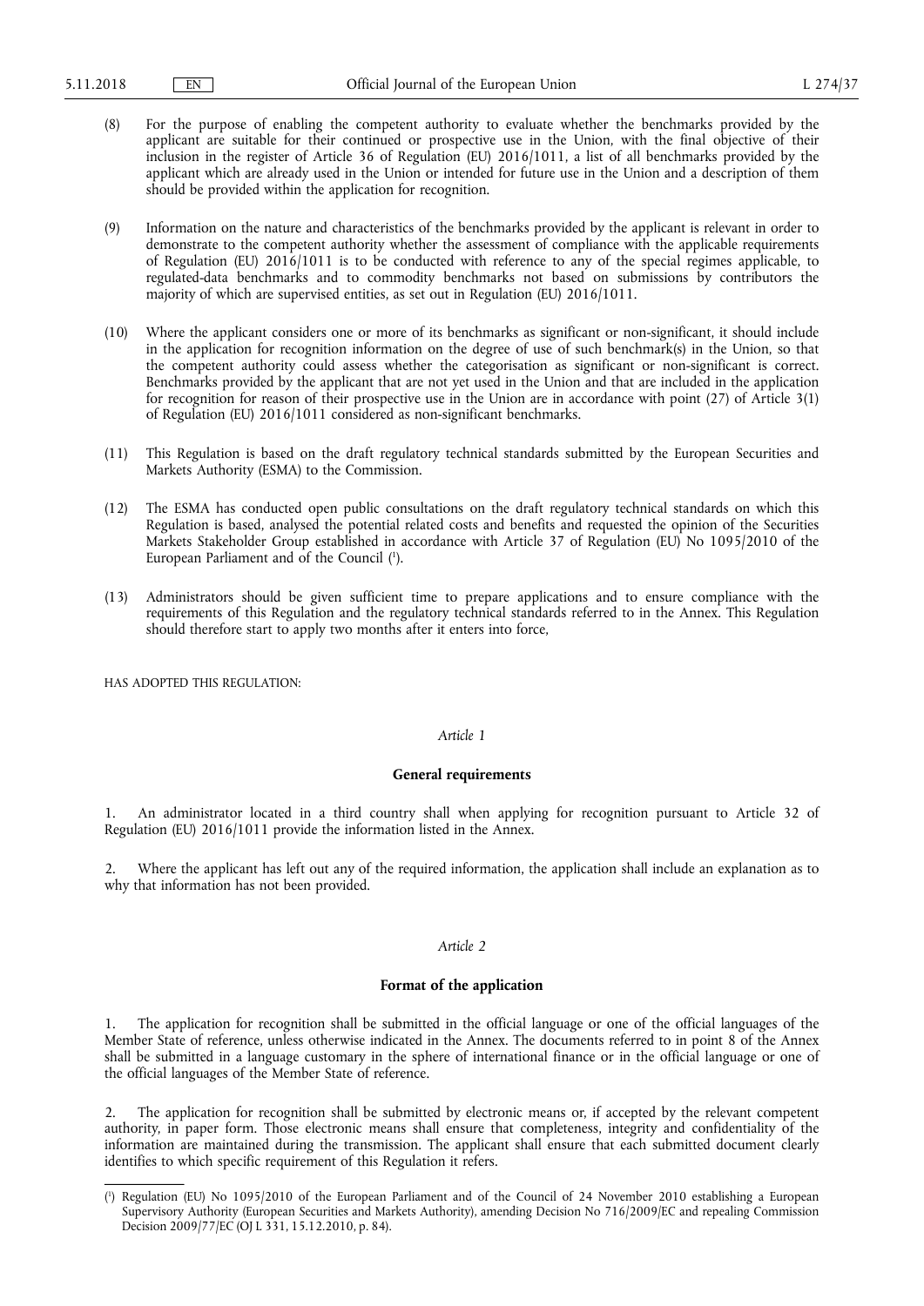(8) For the purpose of enabling the competent authority to evaluate whether the benchmarks provided by the applicant are suitable for their continued or prospective use in the Union, with the final objective of their inclusion in the register of Article 36 of Regulation (EU) 2016/1011, a list of all benchmarks provided by the applicant which are already used in the Union or intended for future use in the Union and a description of them should be provided within the application for recognition.

(9) Information on the nature and characteristics of the benchmarks provided by the applicant is relevant in order to demonstrate to the competent authority whether the assessment of compliance with the applicable requirements of Regulation (EU) 2016/1011 is to be conducted with reference to any of the special regimes applicable, to regulated-data benchmarks and to commodity benchmarks not based on submissions by contributors the majority of which are supervised entities, as set out in Regulation (EU) 2016/1011.

(10) Where the applicant considers one or more of its benchmarks as significant or non-significant, it should include in the application for recognition information on the degree of use of such benchmark(s) in the Union, so that the competent authority could assess whether the categorisation as significant or non-significant is correct. Benchmarks provided by the applicant that are not yet used in the Union and that are included in the application for recognition for reason of their prospective use in the Union are in accordance with point (27) of Article 3(1) of Regulation (EU) 2016/1011 considered as non-significant benchmarks.

(11) This Regulation is based on the draft regulatory technical standards submitted by the European Securities and Markets Authority (ESMA) to the Commission.

(12) The ESMA has conducted open public consultations on the draft regulatory technical standards on which this Regulation is based, analysed the potential related costs and benefits and requested the opinion of the Securities Markets Stakeholder Group established in accordance with Article 37 of Regulation (EU) No 1095/2010 of the European Parliament and of the Council [1].

(13) Administrators should be given sufficient time to prepare applications and to ensure compliance with the requirements of this Regulation and the regulatory technical standards referred to in the Annex. This Regulation should therefore start to apply two months after it enters into force,

HAS ADOPTED THIS REGULATION:

*Article 1*

**General requirements**

1. An administrator located in a third country shall when applying for recognition pursuant to Article 32 of Regulation (EU) 2016/1011 provide the information listed in the Annex.

2. Where the applicant has left out any of the required information, the application shall include an explanation as to why that information has not been provided.

*Article 2*

**Format of the application**

1. The application for recognition shall be submitted in the official language or one of the official languages of the Member State of reference, unless otherwise indicated in the Annex. The documents referred to in point 8 of the Annex shall be submitted in a language customary in the sphere of international finance or in the official language or one of the official languages of the Member State of reference.

2. The application for recognition shall be submitted by electronic means or, if accepted by the relevant competent authority, in paper form. Those electronic means shall ensure that completeness, integrity and confidentiality of the information are maintained during the transmission. The applicant shall ensure that each submitted document clearly identifies to which specific requirement of this Regulation it refers.

[1] Regulation (EU) No 1095/2010 of the European Parliament and of the Council of 24 November 2010 establishing a European Supervisory Authority (European Securities and Markets Authority), amending Decision No 716/2009/EC and repealing Commission Decision 2009/77/EC (OJ L 331, 15.12.2010, p. 84).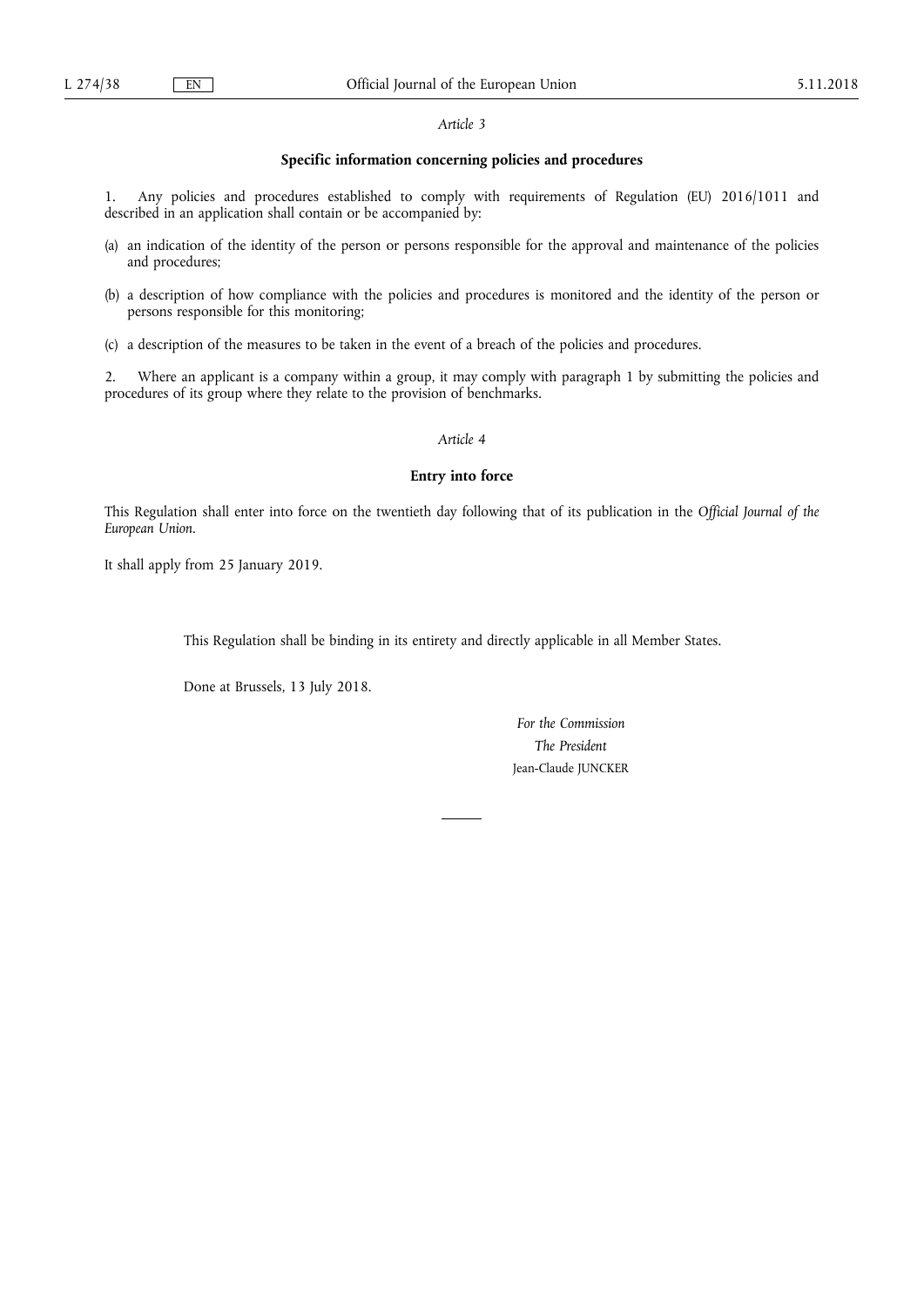*Article 3*

**Specific information concerning policies and procedures**

1. Any policies and procedures established to comply with requirements of Regulation (EU) 2016/1011 and described in an application shall contain or be accompanied by:

(a) an indication of the identity of the person or persons responsible for the approval and maintenance of the policies and procedures;

(b) a description of how compliance with the policies and procedures is monitored and the identity of the person or persons responsible for this monitoring;

(c) a description of the measures to be taken in the event of a breach of the policies and procedures.

2. Where an applicant is a company within a group, it may comply with paragraph 1 by submitting the policies and procedures of its group where they relate to the provision of benchmarks.

*Article 4*

**Entry into force**

This Regulation shall enter into force on the twentieth day following that of its publication in the *Official Journal of the European Union*.

It shall apply from 25 January 2019.

This Regulation shall be binding in its entirety and directly applicable in all Member States.

Done at Brussels, 13 July 2018.

*For the Commission*

*The President*

Jean-Claude JUNCKER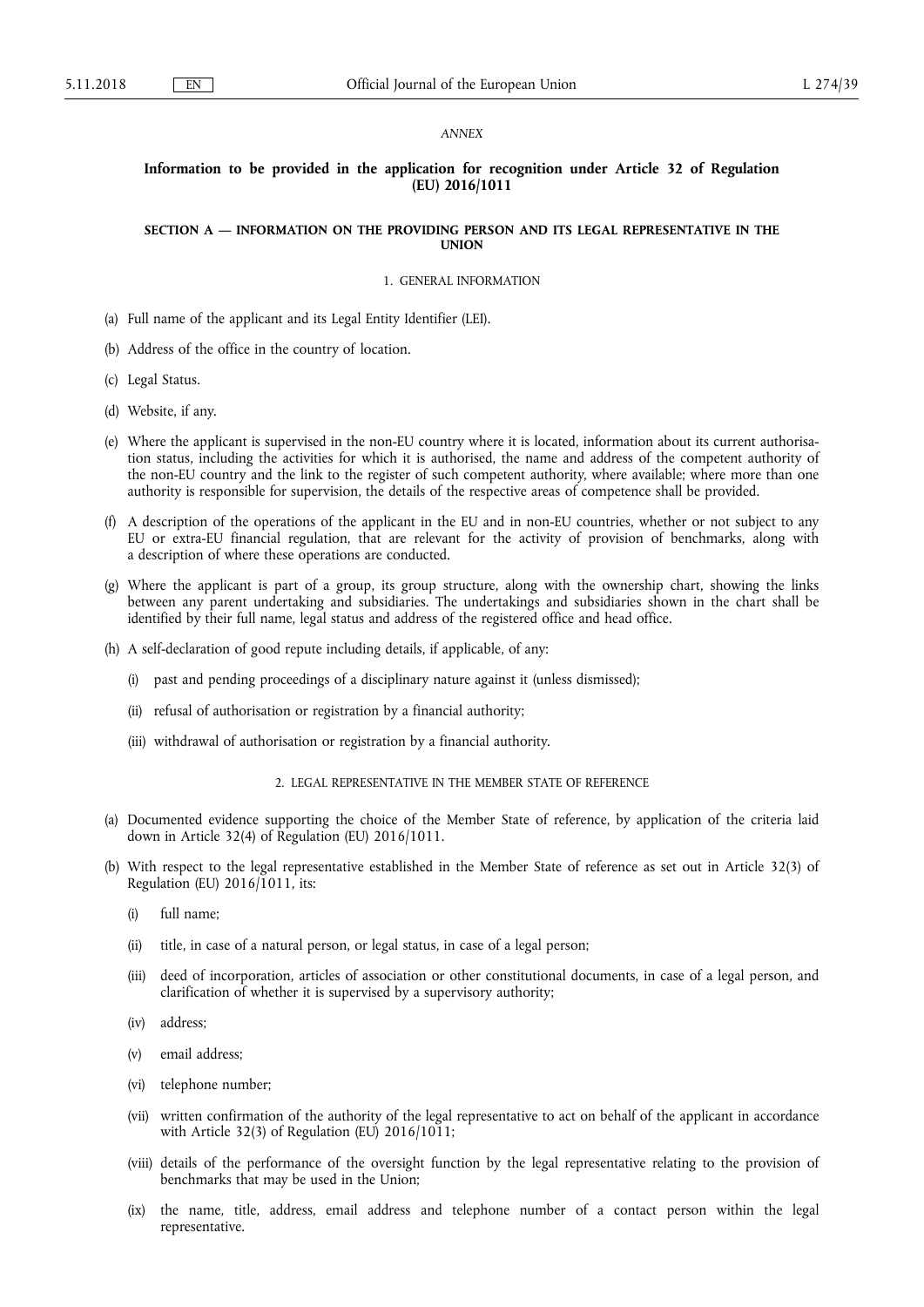*ANNEX*

## Information to be provided in the application for recognition under Article 32 of Regulation (EU) 2016/1011

### SECTION A — INFORMATION ON THE PROVIDING PERSON AND ITS LEGAL REPRESENTATIVE IN THE UNION

#### 1. GENERAL INFORMATION

(a) Full name of the applicant and its Legal Entity Identifier (LEI).

(b) Address of the office in the country of location.

(c) Legal Status.

(d) Website, if any.

(e) Where the applicant is supervised in the non-EU country where it is located, information about its current authorisation status, including the activities for which it is authorised, the name and address of the competent authority of the non-EU country and the link to the register of such competent authority, where available; where more than one authority is responsible for supervision, the details of the respective areas of competence shall be provided.

(f) A description of the operations of the applicant in the EU and in non-EU countries, whether or not subject to any EU or extra-EU financial regulation, that are relevant for the activity of provision of benchmarks, along with a description of where these operations are conducted.

(g) Where the applicant is part of a group, its group structure, along with the ownership chart, showing the links between any parent undertaking and subsidiaries. The undertakings and subsidiaries shown in the chart shall be identified by their full name, legal status and address of the registered office and head office.

(h) A self-declaration of good repute including details, if applicable, of any:

   (i) past and pending proceedings of a disciplinary nature against it (unless dismissed);

   (ii) refusal of authorisation or registration by a financial authority;

   (iii) withdrawal of authorisation or registration by a financial authority.

#### 2. LEGAL REPRESENTATIVE IN THE MEMBER STATE OF REFERENCE

(a) Documented evidence supporting the choice of the Member State of reference, by application of the criteria laid down in Article 32(4) of Regulation (EU) 2016/1011.

(b) With respect to the legal representative established in the Member State of reference as set out in Article 32(3) of Regulation (EU) 2016/1011, its:

   (i) full name;

   (ii) title, in case of a natural person, or legal status, in case of a legal person;

   (iii) deed of incorporation, articles of association or other constitutional documents, in case of a legal person, and clarification of whether it is supervised by a supervisory authority;

   (iv) address;

   (v) email address;

   (vi) telephone number;

   (vii) written confirmation of the authority of the legal representative to act on behalf of the applicant in accordance with Article 32(3) of Regulation (EU) 2016/1011;

   (viii) details of the performance of the oversight function by the legal representative relating to the provision of benchmarks that may be used in the Union;

   (ix) the name, title, address, email address and telephone number of a contact person within the legal representative.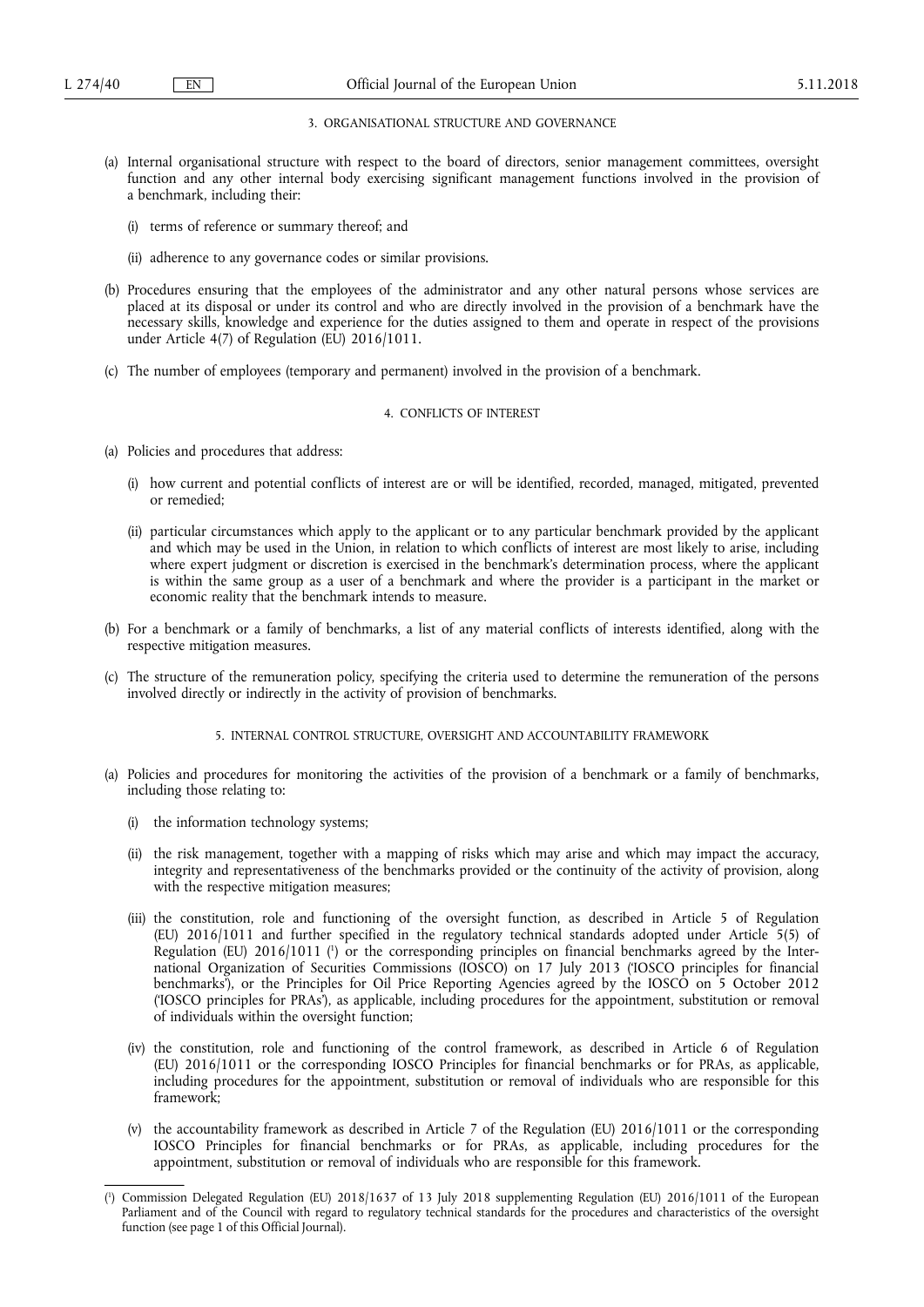## 3. ORGANISATIONAL STRUCTURE AND GOVERNANCE

(a) Internal organisational structure with respect to the board of directors, senior management committees, oversight function and any other internal body exercising significant management functions involved in the provision of a benchmark, including their:

(i) terms of reference or summary thereof; and

(ii) adherence to any governance codes or similar provisions.

(b) Procedures ensuring that the employees of the administrator and any other natural persons whose services are placed at its disposal or under its control and who are directly involved in the provision of a benchmark have the necessary skills, knowledge and experience for the duties assigned to them and operate in respect of the provisions under Article 4(7) of Regulation (EU) 2016/1011.

(c) The number of employees (temporary and permanent) involved in the provision of a benchmark.

## 4. CONFLICTS OF INTEREST

(a) Policies and procedures that address:

(i) how current and potential conflicts of interest are or will be identified, recorded, managed, mitigated, prevented or remedied;

(ii) particular circumstances which apply to the applicant or to any particular benchmark provided by the applicant and which may be used in the Union, in relation to which conflicts of interest are most likely to arise, including where expert judgment or discretion is exercised in the benchmark's determination process, where the applicant is within the same group as a user of a benchmark and where the provider is a participant in the market or economic reality that the benchmark intends to measure.

(b) For a benchmark or a family of benchmarks, a list of any material conflicts of interests identified, along with the respective mitigation measures.

(c) The structure of the remuneration policy, specifying the criteria used to determine the remuneration of the persons involved directly or indirectly in the activity of provision of benchmarks.

## 5. INTERNAL CONTROL STRUCTURE, OVERSIGHT AND ACCOUNTABILITY FRAMEWORK

(a) Policies and procedures for monitoring the activities of the provision of a benchmark or a family of benchmarks, including those relating to:

(i) the information technology systems;

(ii) the risk management, together with a mapping of risks which may arise and which may impact the accuracy, integrity and representativeness of the benchmarks provided or the continuity of the activity of provision, along with the respective mitigation measures;

(iii) the constitution, role and functioning of the oversight function, as described in Article 5 of Regulation (EU) 2016/1011 and further specified in the regulatory technical standards adopted under Article 5(5) of Regulation (EU) 2016/1011 [1] or the corresponding principles on financial benchmarks agreed by the International Organization of Securities Commissions (IOSCO) on 17 July 2013 ('IOSCO principles for financial benchmarks'), or the Principles for Oil Price Reporting Agencies agreed by the IOSCO on 5 October 2012 ('IOSCO principles for PRAs'), as applicable, including procedures for the appointment, substitution or removal of individuals within the oversight function;

(iv) the constitution, role and functioning of the control framework, as described in Article 6 of Regulation (EU) 2016/1011 or the corresponding IOSCO Principles for financial benchmarks or for PRAs, as applicable, including procedures for the appointment, substitution or removal of individuals who are responsible for this framework;

(v) the accountability framework as described in Article 7 of the Regulation (EU) 2016/1011 or the corresponding IOSCO Principles for financial benchmarks or for PRAs, as applicable, including procedures for the appointment, substitution or removal of individuals who are responsible for this framework.

---

[1] Commission Delegated Regulation (EU) 2018/1637 of 13 July 2018 supplementing Regulation (EU) 2016/1011 of the European Parliament and of the Council with regard to regulatory technical standards for the procedures and characteristics of the oversight function (see page 1 of this Official Journal).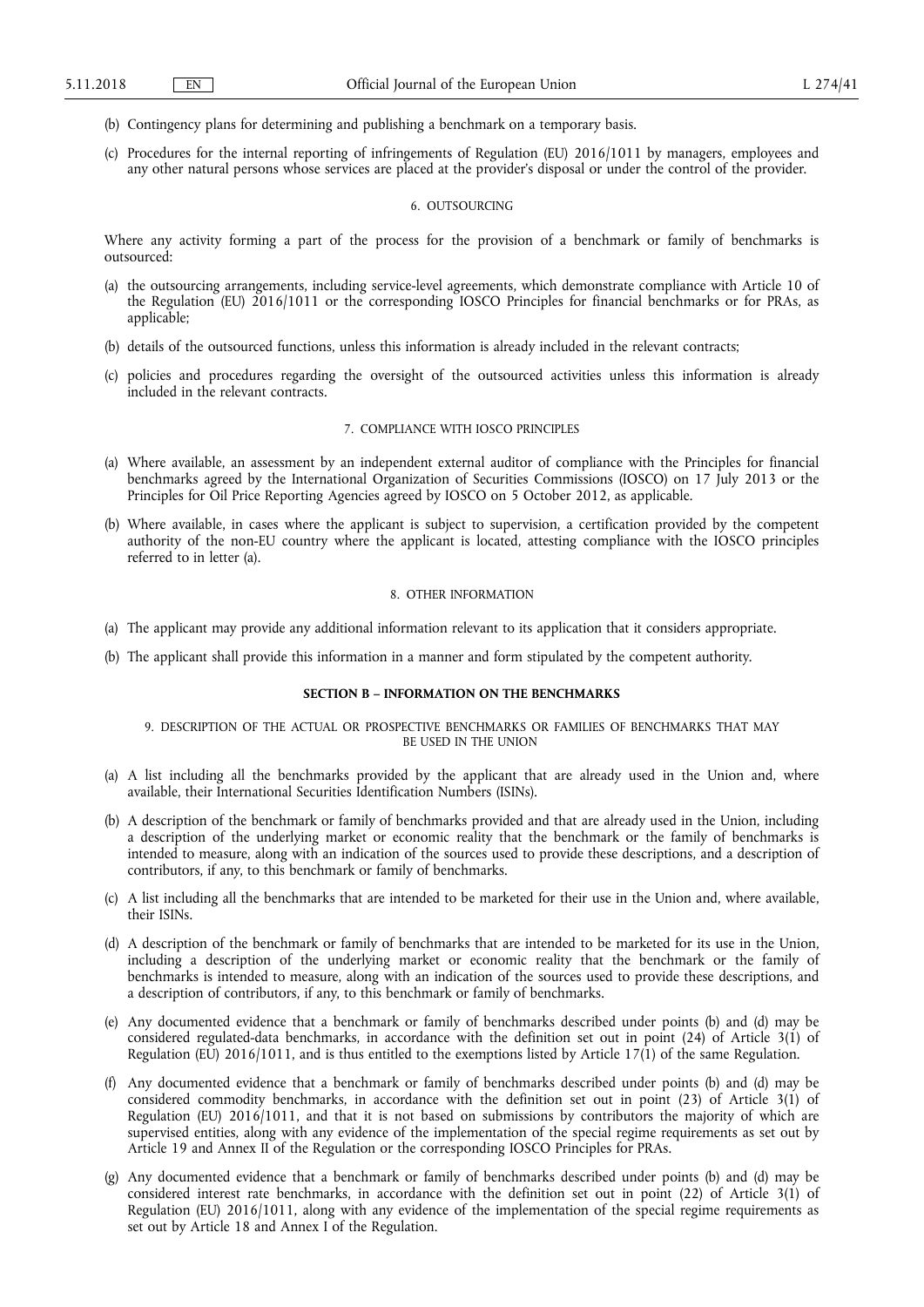(b) Contingency plans for determining and publishing a benchmark on a temporary basis.

(c) Procedures for the internal reporting of infringements of Regulation (EU) 2016/1011 by managers, employees and any other natural persons whose services are placed at the provider's disposal or under the control of the provider.

6. OUTSOURCING

Where any activity forming a part of the process for the provision of a benchmark or family of benchmarks is outsourced:

(a) the outsourcing arrangements, including service-level agreements, which demonstrate compliance with Article 10 of the Regulation (EU) 2016/1011 or the corresponding IOSCO Principles for financial benchmarks or for PRAs, as applicable;

(b) details of the outsourced functions, unless this information is already included in the relevant contracts;

(c) policies and procedures regarding the oversight of the outsourced activities unless this information is already included in the relevant contracts.

7. COMPLIANCE WITH IOSCO PRINCIPLES

(a) Where available, an assessment by an independent external auditor of compliance with the Principles for financial benchmarks agreed by the International Organization of Securities Commissions (IOSCO) on 17 July 2013 or the Principles for Oil Price Reporting Agencies agreed by IOSCO on 5 October 2012, as applicable.

(b) Where available, in cases where the applicant is subject to supervision, a certification provided by the competent authority of the non-EU country where the applicant is located, attesting compliance with the IOSCO principles referred to in letter (a).

8. OTHER INFORMATION

(a) The applicant may provide any additional information relevant to its application that it considers appropriate.

(b) The applicant shall provide this information in a manner and form stipulated by the competent authority.

**SECTION B – INFORMATION ON THE BENCHMARKS**

9. DESCRIPTION OF THE ACTUAL OR PROSPECTIVE BENCHMARKS OR FAMILIES OF BENCHMARKS THAT MAY BE USED IN THE UNION

(a) A list including all the benchmarks provided by the applicant that are already used in the Union and, where available, their International Securities Identification Numbers (ISINs).

(b) A description of the benchmark or family of benchmarks provided and that are already used in the Union, including a description of the underlying market or economic reality that the benchmark or the family of benchmarks is intended to measure, along with an indication of the sources used to provide these descriptions, and a description of contributors, if any, to this benchmark or family of benchmarks.

(c) A list including all the benchmarks that are intended to be marketed for their use in the Union and, where available, their ISINs.

(d) A description of the benchmark or family of benchmarks that are intended to be marketed for its use in the Union, including a description of the underlying market or economic reality that the benchmark or the family of benchmarks is intended to measure, along with an indication of the sources used to provide these descriptions, and a description of contributors, if any, to this benchmark or family of benchmarks.

(e) Any documented evidence that a benchmark or family of benchmarks described under points (b) and (d) may be considered regulated-data benchmarks, in accordance with the definition set out in point (24) of Article 3(1) of Regulation (EU) 2016/1011, and is thus entitled to the exemptions listed by Article 17(1) of the same Regulation.

(f) Any documented evidence that a benchmark or family of benchmarks described under points (b) and (d) may be considered commodity benchmarks, in accordance with the definition set out in point (23) of Article 3(1) of Regulation (EU) 2016/1011, and that it is not based on submissions by contributors the majority of which are supervised entities, along with any evidence of the implementation of the special regime requirements as set out by Article 19 and Annex II of the Regulation or the corresponding IOSCO Principles for PRAs.

(g) Any documented evidence that a benchmark or family of benchmarks described under points (b) and (d) may be considered interest rate benchmarks, in accordance with the definition set out in point (22) of Article 3(1) of Regulation (EU) 2016/1011, along with any evidence of the implementation of the special regime requirements as set out by Article 18 and Annex I of the Regulation.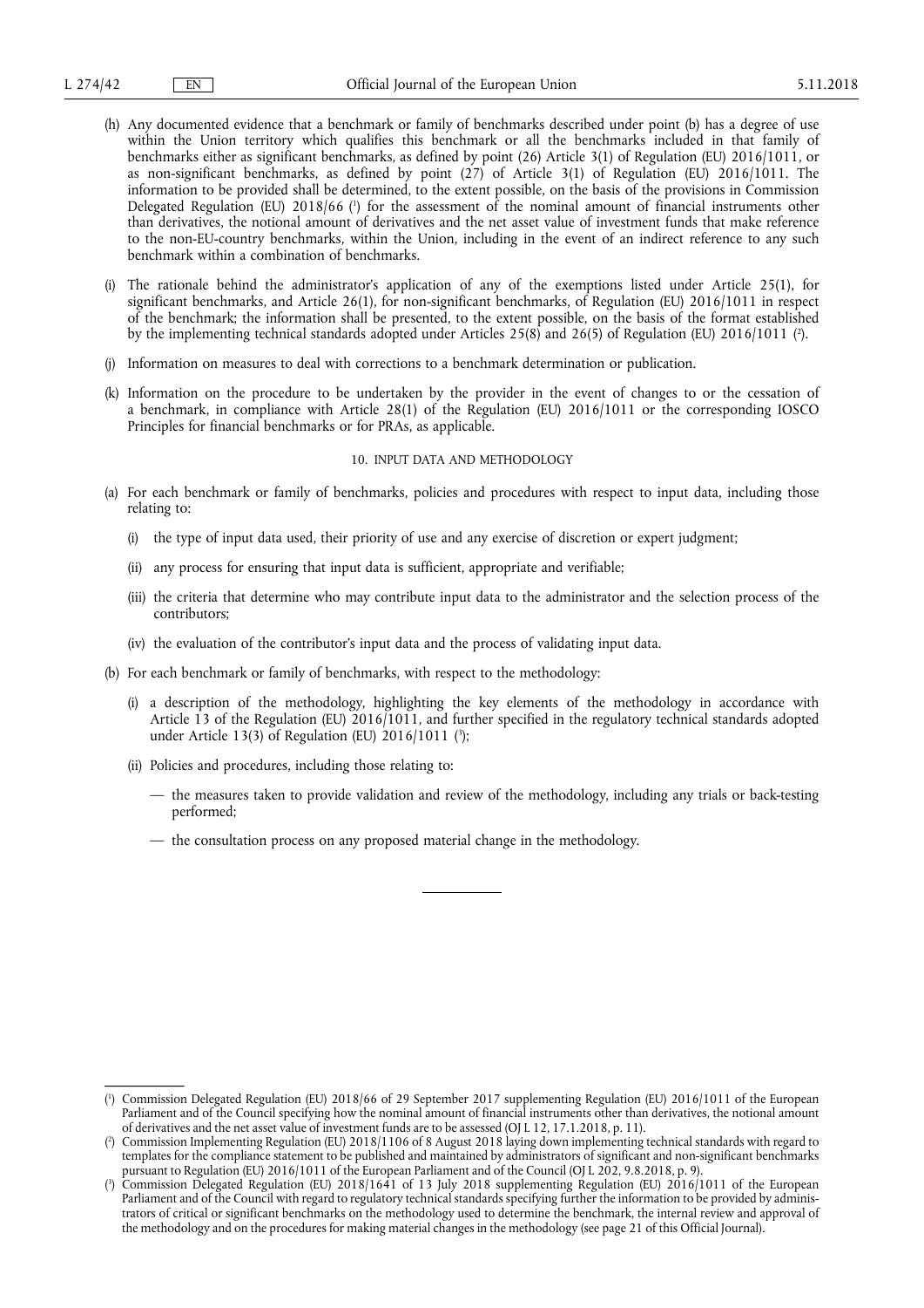(h) Any documented evidence that a benchmark or family of benchmarks described under point (b) has a degree of use within the Union territory which qualifies this benchmark or all the benchmarks included in that family of benchmarks either as significant benchmarks, as defined by point (26) Article 3(1) of Regulation (EU) 2016/1011, or as non-significant benchmarks, as defined by point (27) of Article 3(1) of Regulation (EU) 2016/1011. The information to be provided shall be determined, to the extent possible, on the basis of the provisions in Commission Delegated Regulation (EU) 2018/66 [1] for the assessment of the nominal amount of financial instruments other than derivatives, the notional amount of derivatives and the net asset value of investment funds that make reference to the non-EU-country benchmarks, within the Union, including in the event of an indirect reference to any such benchmark within a combination of benchmarks.

(i) The rationale behind the administrator's application of any of the exemptions listed under Article 25(1), for significant benchmarks, and Article 26(1), for non-significant benchmarks, of Regulation (EU) 2016/1011 in respect of the benchmark; the information shall be presented, to the extent possible, on the basis of the format established by the implementing technical standards adopted under Articles 25(8) and 26(5) of Regulation (EU) 2016/1011 [2].

(j) Information on measures to deal with corrections to a benchmark determination or publication.

(k) Information on the procedure to be undertaken by the provider in the event of changes to or the cessation of a benchmark, in compliance with Article 28(1) of the Regulation (EU) 2016/1011 or the corresponding IOSCO Principles for financial benchmarks or for PRAs, as applicable.

## 10. INPUT DATA AND METHODOLOGY

(a) For each benchmark or family of benchmarks, policies and procedures with respect to input data, including those relating to:

(i) the type of input data used, their priority of use and any exercise of discretion or expert judgment;

(ii) any process for ensuring that input data is sufficient, appropriate and verifiable;

(iii) the criteria that determine who may contribute input data to the administrator and the selection process of the contributors;

(iv) the evaluation of the contributor's input data and the process of validating input data.

(b) For each benchmark or family of benchmarks, with respect to the methodology:

(i) a description of the methodology, highlighting the key elements of the methodology in accordance with Article 13 of the Regulation (EU) 2016/1011, and further specified in the regulatory technical standards adopted under Article 13(3) of Regulation (EU) 2016/1011 [3];

(ii) Policies and procedures, including those relating to:

— the measures taken to provide validation and review of the methodology, including any trials or back-testing performed;

— the consultation process on any proposed material change in the methodology.

---

[1] Commission Delegated Regulation (EU) 2018/66 of 29 September 2017 supplementing Regulation (EU) 2016/1011 of the European Parliament and of the Council specifying how the nominal amount of financial instruments other than derivatives, the notional amount of derivatives and the net asset value of investment funds are to be assessed (OJ L 12, 17.1.2018, p. 11).

[2] Commission Implementing Regulation (EU) 2018/1106 of 8 August 2018 laying down implementing technical standards with regard to templates for the compliance statement to be published and maintained by administrators of significant and non-significant benchmarks pursuant to Regulation (EU) 2016/1011 of the European Parliament and of the Council (OJ L 202, 9.8.2018, p. 9).

[3] Commission Delegated Regulation (EU) 2018/1641 of 13 July 2018 supplementing Regulation (EU) 2016/1011 of the European Parliament and of the Council with regard to regulatory technical standards specifying further the information to be provided by administrators of critical or significant benchmarks on the methodology used to determine the benchmark, the internal review and approval of the methodology and on the procedures for making material changes in the methodology (see page 21 of this Official Journal).